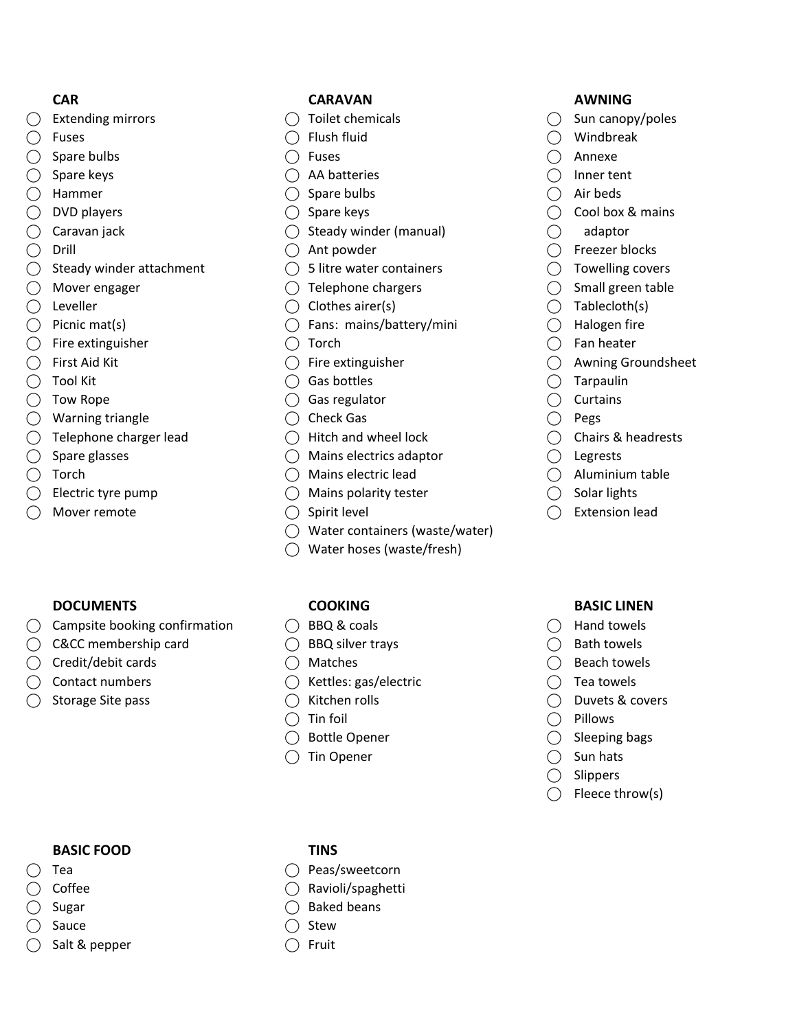**CAR**

- ◯ Extending mirrors
- ◯ Fuses
- ◯ Spare bulbs
- ◯ Spare keys
- ◯ Hammer
- ◯ DVD players
- ◯ Caravan jack
- ◯ Drill
- ◯ Steady winder attachment
- ◯ Mover engager
- ◯ Leveller
- ◯ Picnic mat(s)
- ◯ Fire extinguisher
- ◯ First Aid Kit
- ◯ Tool Kit
- ◯ Tow Rope
- ◯ Warning triangle
- ◯ Telephone charger lead
- ◯ Spare glasses
- ◯ Torch
- ◯ Electric tyre pump
- ◯ Mover remote

**CARAVAN**

- ◯ Toilet chemicals
- ◯ Flush fluid
- ◯ Fuses
- ◯ AA batteries
- ◯ Spare bulbs
- ◯ Spare keys
- ◯ Steady winder (manual)
- ◯ Ant powder
- ◯ 5 litre water containers
- ◯ Telephone chargers
- ◯ Clothes airer(s)
- ◯ Fans: mains/battery/mini
- ◯ Torch
- ◯ Fire extinguisher
- ◯ Gas bottles
- ◯ Gas regulator
- ◯ Check Gas
- ◯ Hitch and wheel lock
- ◯ Mains electrics adaptor
- ◯ Mains electric lead
- ◯ Mains polarity tester
- ◯ Spirit level
- ◯ Water containers (waste/water)
- ◯ Water hoses (waste/fresh)

**AWNING**

- ◯ Sun canopy/poles
- ◯ Windbreak
- ◯ Annexe
- ◯ Inner tent
- ◯ Air beds
- ◯ Cool box & mains
- ◯ adaptor
- ◯ Freezer blocks
- ◯ Towelling covers
- ◯ Small green table
- ◯ Tablecloth(s)
- ◯ Halogen fire
- ◯ Fan heater
- ◯ Awning Groundsheet
- ◯ Tarpaulin
- ◯ Curtains
- ◯ Pegs
- ◯ Chairs & headrests
- ◯ Legrests
- ◯ Aluminium table
- ◯ Solar lights
- ◯ Extension lead

**DOCUMENTS**

- ◯ Campsite booking confirmation
- ◯ C&CC membership card
- ◯ Credit/debit cards
- ◯ Contact numbers
- ◯ Storage Site pass

**COOKING**

- ◯ BBQ & coals
- ◯ BBQ silver trays
- ◯ Matches
- ◯ Kettles: gas/electric
- ◯ Kitchen rolls
- ◯ Tin foil
- ◯ Bottle Opener
- ◯ Tin Opener

**BASIC LINEN**

- ◯ Hand towels
- ◯ Bath towels
- ◯ Beach towels
- ◯ Tea towels
- ◯ Duvets & covers
- ◯ Pillows
- ◯ Sleeping bags
- ◯ Sun hats
- ◯ Slippers
- ◯ Fleece throw(s)

**BASIC FOOD**

- ◯ Tea
- ◯ Coffee
- ◯ Sugar
- ◯ Sauce
- ◯ Salt & pepper

**TINS**

- ◯ Peas/sweetcorn
- ◯ Ravioli/spaghetti
- ◯ Baked beans
- ◯ Stew
- ◯ Fruit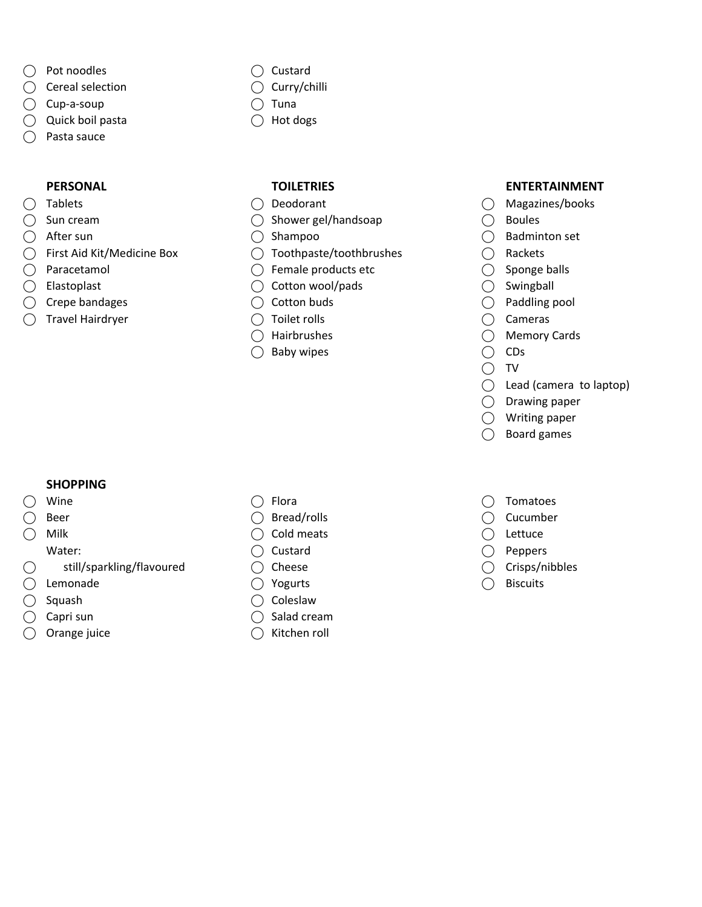- ◯ Pot noodles
- ◯ Cereal selection
- ◯ Cup-a-soup
- ◯ Quick boil pasta
- ◯ Pasta sauce
- ◯ Custard
- ◯ Curry/chilli
- ◯ Tuna
- ◯ Hot dogs

**PERSONAL**

- ◯ Tablets
- ◯ Sun cream
- ◯ After sun
- ◯ First Aid Kit/Medicine Box
- ◯ Paracetamol
- ◯ Elastoplast
- ◯ Crepe bandages
- ◯ Travel Hairdryer

**TOILETRIES**

- ◯ Deodorant
- ◯ Shower gel/handsoap
- ◯ Shampoo
- ◯ Toothpaste/toothbrushes
- ◯ Female products etc
- ◯ Cotton wool/pads
- ◯ Cotton buds
- ◯ Toilet rolls
- ◯ Hairbrushes
- ◯ Baby wipes

**ENTERTAINMENT**

- ◯ Magazines/books
- ◯ Boules
- ◯ Badminton set
- ◯ Rackets
- ◯ Sponge balls
- ◯ Swingball
- ◯ Paddling pool
- ◯ Cameras
- ◯ Memory Cards
- ◯ CDs
- ◯ TV
- ◯ Lead (camera to laptop)
- ◯ Drawing paper
- ◯ Writing paper
- ◯ Board games

**SHOPPING**

- ◯ Wine
- ◯ Beer
- ◯ Milk
- Water:
- ◯ still/sparkling/flavoured
- ◯ Lemonade
- ◯ Squash
- ◯ Capri sun
- ◯ Orange juice
- ◯ Flora
- ◯ Bread/rolls
- ◯ Cold meats
- ◯ Custard
- ◯ Cheese
- ◯ Yogurts
- ◯ Coleslaw
- ◯ Salad cream
- ◯ Kitchen roll
- ◯ Tomatoes
- ◯ Cucumber
- ◯ Lettuce
- ◯ Peppers
- ◯ Crisps/nibbles
- ◯ Biscuits